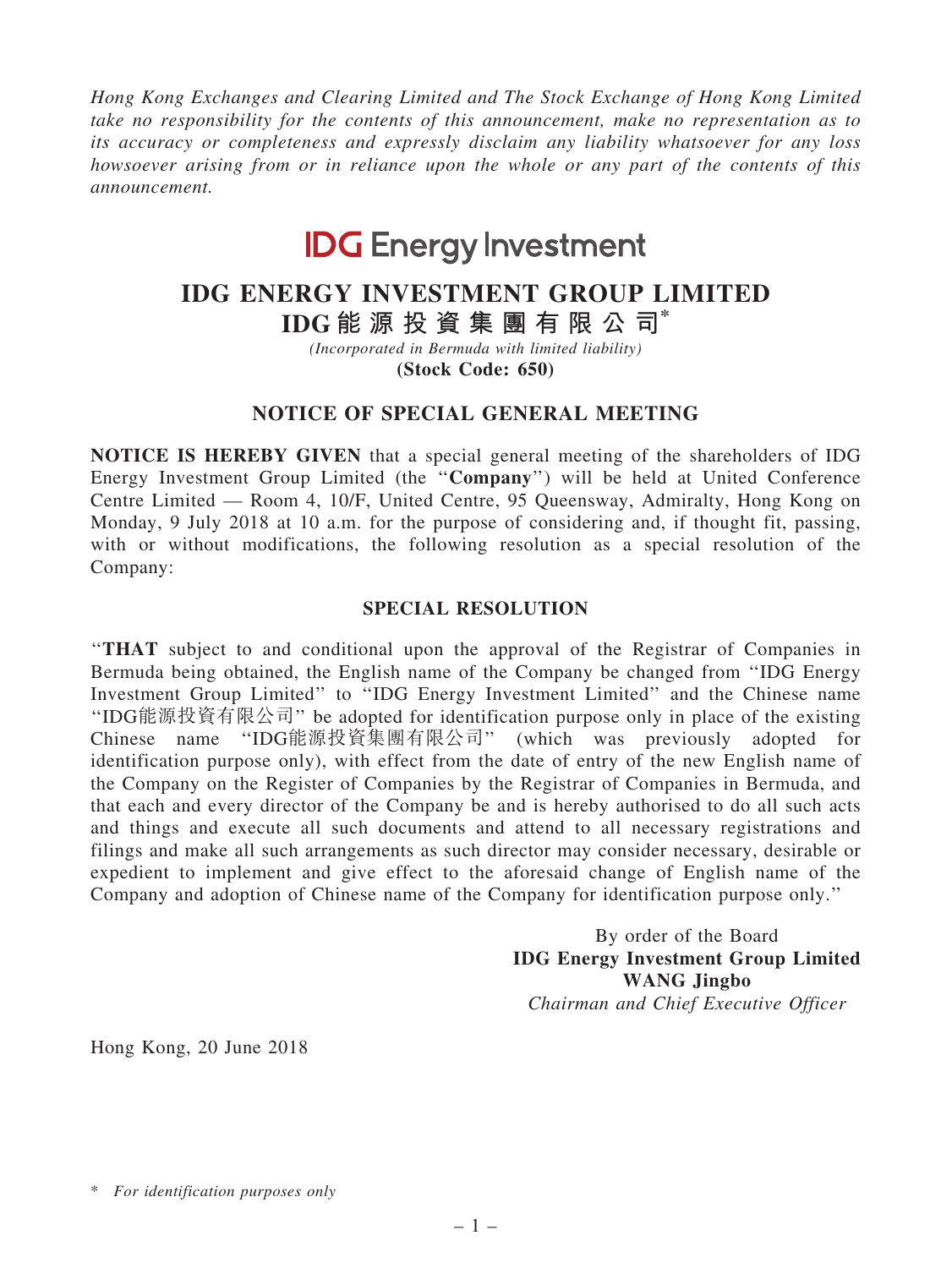*Hong Kong Exchanges and Clearing Limited and The Stock Exchange of Hong Kong Limited take no responsibility for the contents of this announcement, make no representation as to its accuracy or completeness and expressly disclaim any liability whatsoever for any loss howsoever arising from or in reliance upon the whole or any part of the contents of this announcement.*

**IDG Energy Investment**

# IDG ENERGY INVESTMENT GROUP LIMITED

# IDG能源投資集團有限公司*

*(Incorporated in Bermuda with limited liability)*

**(Stock Code: 650)**

## NOTICE OF SPECIAL GENERAL MEETING

**NOTICE IS HEREBY GIVEN** that a special general meeting of the shareholders of IDG Energy Investment Group Limited (the "**Company**") will be held at United Conference Centre Limited — Room 4, 10/F, United Centre, 95 Queensway, Admiralty, Hong Kong on Monday, 9 July 2018 at 10 a.m. for the purpose of considering and, if thought fit, passing, with or without modifications, the following resolution as a special resolution of the Company:

### SPECIAL RESOLUTION

"**THAT** subject to and conditional upon the approval of the Registrar of Companies in Bermuda being obtained, the English name of the Company be changed from "IDG Energy Investment Group Limited" to "IDG Energy Investment Limited" and the Chinese name "IDG能源投資有限公司" be adopted for identification purpose only in place of the existing Chinese name "IDG能源投資集團有限公司" (which was previously adopted for identification purpose only), with effect from the date of entry of the new English name of the Company on the Register of Companies by the Registrar of Companies in Bermuda, and that each and every director of the Company be and is hereby authorised to do all such acts and things and execute all such documents and attend to all necessary registrations and filings and make all such arrangements as such director may consider necessary, desirable or expedient to implement and give effect to the aforesaid change of English name of the Company and adoption of Chinese name of the Company for identification purpose only."

By order of the Board
**IDG Energy Investment Group Limited**
**WANG Jingbo**
*Chairman and Chief Executive Officer*

Hong Kong, 20 June 2018

\* *For identification purposes only*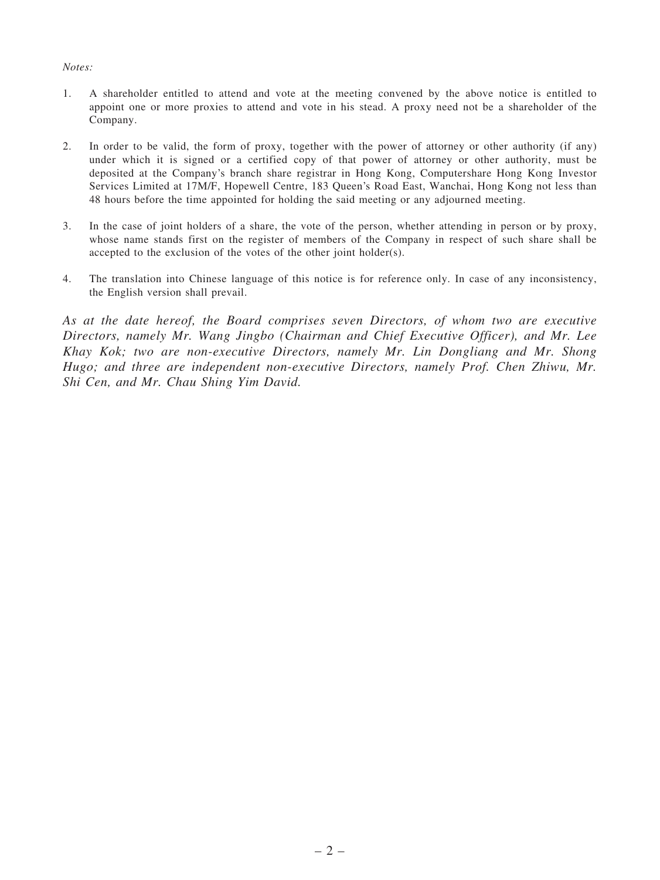*Notes:*

1. A shareholder entitled to attend and vote at the meeting convened by the above notice is entitled to appoint one or more proxies to attend and vote in his stead. A proxy need not be a shareholder of the Company.

2. In order to be valid, the form of proxy, together with the power of attorney or other authority (if any) under which it is signed or a certified copy of that power of attorney or other authority, must be deposited at the Company's branch share registrar in Hong Kong, Computershare Hong Kong Investor Services Limited at 17M/F, Hopewell Centre, 183 Queen's Road East, Wanchai, Hong Kong not less than 48 hours before the time appointed for holding the said meeting or any adjourned meeting.

3. In the case of joint holders of a share, the vote of the person, whether attending in person or by proxy, whose name stands first on the register of members of the Company in respect of such share shall be accepted to the exclusion of the votes of the other joint holder(s).

4. The translation into Chinese language of this notice is for reference only. In case of any inconsistency, the English version shall prevail.

*As at the date hereof, the Board comprises seven Directors, of whom two are executive Directors, namely Mr. Wang Jingbo (Chairman and Chief Executive Officer), and Mr. Lee Khay Kok; two are non-executive Directors, namely Mr. Lin Dongliang and Mr. Shong Hugo; and three are independent non-executive Directors, namely Prof. Chen Zhiwu, Mr. Shi Cen, and Mr. Chau Shing Yim David.*